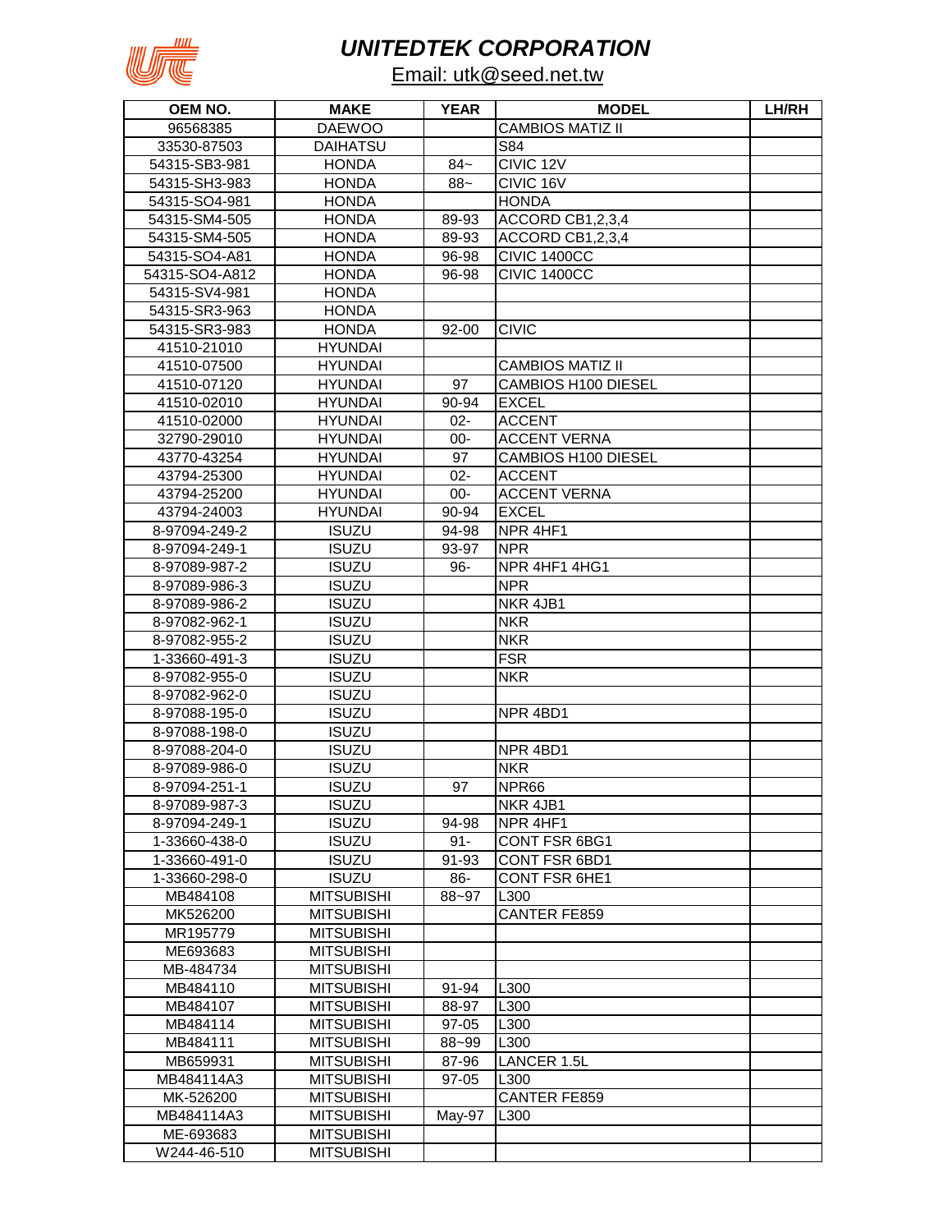# UNITEDTEK CORPORATION

Email: utk@seed.net.tw

| OEM NO. | MAKE | YEAR | MODEL | LH/RH |
|---|---|---|---|---|
| 96568385 | DAEWOO | | CAMBIOS MATIZ II | |
| 33530-87503 | DAIHATSU | | S84 | |
| 54315-SB3-981 | HONDA | 84~ | CIVIC 12V | |
| 54315-SH3-983 | HONDA | 88~ | CIVIC 16V | |
| 54315-SO4-981 | HONDA | | HONDA | |
| 54315-SM4-505 | HONDA | 89-93 | ACCORD CB1,2,3,4 | |
| 54315-SM4-505 | HONDA | 89-93 | ACCORD CB1,2,3,4 | |
| 54315-SO4-A81 | HONDA | 96-98 | CIVIC 1400CC | |
| 54315-SO4-A812 | HONDA | 96-98 | CIVIC 1400CC | |
| 54315-SV4-981 | HONDA | | | |
| 54315-SR3-963 | HONDA | | | |
| 54315-SR3-983 | HONDA | 92-00 | CIVIC | |
| 41510-21010 | HYUNDAI | | | |
| 41510-07500 | HYUNDAI | | CAMBIOS MATIZ II | |
| 41510-07120 | HYUNDAI | 97 | CAMBIOS H100 DIESEL | |
| 41510-02010 | HYUNDAI | 90-94 | EXCEL | |
| 41510-02000 | HYUNDAI | 02- | ACCENT | |
| 32790-29010 | HYUNDAI | 00- | ACCENT VERNA | |
| 43770-43254 | HYUNDAI | 97 | CAMBIOS H100 DIESEL | |
| 43794-25300 | HYUNDAI | 02- | ACCENT | |
| 43794-25200 | HYUNDAI | 00- | ACCENT VERNA | |
| 43794-24003 | HYUNDAI | 90-94 | EXCEL | |
| 8-97094-249-2 | ISUZU | 94-98 | NPR 4HF1 | |
| 8-97094-249-1 | ISUZU | 93-97 | NPR | |
| 8-97089-987-2 | ISUZU | 96- | NPR 4HF1 4HG1 | |
| 8-97089-986-3 | ISUZU | | NPR | |
| 8-97089-986-2 | ISUZU | | NKR 4JB1 | |
| 8-97082-962-1 | ISUZU | | NKR | |
| 8-97082-955-2 | ISUZU | | NKR | |
| 1-33660-491-3 | ISUZU | | FSR | |
| 8-97082-955-0 | ISUZU | | NKR | |
| 8-97082-962-0 | ISUZU | | | |
| 8-97088-195-0 | ISUZU | | NPR 4BD1 | |
| 8-97088-198-0 | ISUZU | | | |
| 8-97088-204-0 | ISUZU | | NPR 4BD1 | |
| 8-97089-986-0 | ISUZU | | NKR | |
| 8-97094-251-1 | ISUZU | 97 | NPR66 | |
| 8-97089-987-3 | ISUZU | | NKR 4JB1 | |
| 8-97094-249-1 | ISUZU | 94-98 | NPR 4HF1 | |
| 1-33660-438-0 | ISUZU | 91- | CONT FSR 6BG1 | |
| 1-33660-491-0 | ISUZU | 91-93 | CONT FSR 6BD1 | |
| 1-33660-298-0 | ISUZU | 86- | CONT FSR 6HE1 | |
| MB484108 | MITSUBISHI | 88~97 | L300 | |
| MK526200 | MITSUBISHI | | CANTER FE859 | |
| MR195779 | MITSUBISHI | | | |
| ME693683 | MITSUBISHI | | | |
| MB-484734 | MITSUBISHI | | | |
| MB484110 | MITSUBISHI | 91-94 | L300 | |
| MB484107 | MITSUBISHI | 88-97 | L300 | |
| MB484114 | MITSUBISHI | 97-05 | L300 | |
| MB484111 | MITSUBISHI | 88~99 | L300 | |
| MB659931 | MITSUBISHI | 87-96 | LANCER 1.5L | |
| MB484114A3 | MITSUBISHI | 97-05 | L300 | |
| MK-526200 | MITSUBISHI | | CANTER FE859 | |
| MB484114A3 | MITSUBISHI | May-97 | L300 | |
| ME-693683 | MITSUBISHI | | | |
| W244-46-510 | MITSUBISHI | | | |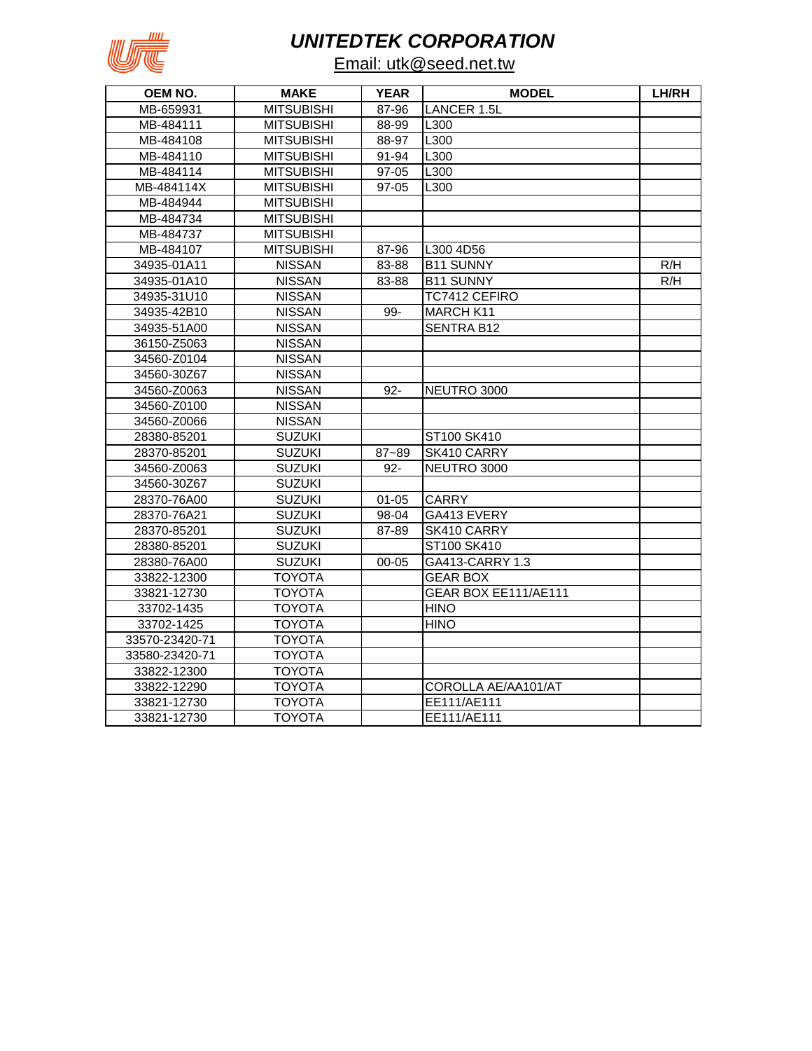# *UNITEDTEK CORPORATION*

Email: utk@seed.net.tw

| OEM NO. | MAKE | YEAR | MODEL | LH/RH |
|---|---|---|---|---|
| MB-659931 | MITSUBISHI | 87-96 | LANCER 1.5L | |
| MB-484111 | MITSUBISHI | 88-99 | L300 | |
| MB-484108 | MITSUBISHI | 88-97 | L300 | |
| MB-484110 | MITSUBISHI | 91-94 | L300 | |
| MB-484114 | MITSUBISHI | 97-05 | L300 | |
| MB-484114X | MITSUBISHI | 97-05 | L300 | |
| MB-484944 | MITSUBISHI | | | |
| MB-484734 | MITSUBISHI | | | |
| MB-484737 | MITSUBISHI | | | |
| MB-484107 | MITSUBISHI | 87-96 | L300 4D56 | |
| 34935-01A11 | NISSAN | 83-88 | B11 SUNNY | R/H |
| 34935-01A10 | NISSAN | 83-88 | B11 SUNNY | R/H |
| 34935-31U10 | NISSAN | | TC7412 CEFIRO | |
| 34935-42B10 | NISSAN | 99- | MARCH K11 | |
| 34935-51A00 | NISSAN | | SENTRA B12 | |
| 36150-Z5063 | NISSAN | | | |
| 34560-Z0104 | NISSAN | | | |
| 34560-30Z67 | NISSAN | | | |
| 34560-Z0063 | NISSAN | 92- | NEUTRO 3000 | |
| 34560-Z0100 | NISSAN | | | |
| 34560-Z0066 | NISSAN | | | |
| 28380-85201 | SUZUKI | | ST100 SK410 | |
| 28370-85201 | SUZUKI | 87~89 | SK410 CARRY | |
| 34560-Z0063 | SUZUKI | 92- | NEUTRO 3000 | |
| 34560-30Z67 | SUZUKI | | | |
| 28370-76A00 | SUZUKI | 01-05 | CARRY | |
| 28370-76A21 | SUZUKI | 98-04 | GA413 EVERY | |
| 28370-85201 | SUZUKI | 87-89 | SK410 CARRY | |
| 28380-85201 | SUZUKI | | ST100 SK410 | |
| 28380-76A00 | SUZUKI | 00-05 | GA413-CARRY 1.3 | |
| 33822-12300 | TOYOTA | | GEAR BOX | |
| 33821-12730 | TOYOTA | | GEAR BOX EE111/AE111 | |
| 33702-1435 | TOYOTA | | HINO | |
| 33702-1425 | TOYOTA | | HINO | |
| 33570-23420-71 | TOYOTA | | | |
| 33580-23420-71 | TOYOTA | | | |
| 33822-12300 | TOYOTA | | | |
| 33822-12290 | TOYOTA | | COROLLA AE/AA101/AT | |
| 33821-12730 | TOYOTA | | EE111/AE111 | |
| 33821-12730 | TOYOTA | | EE111/AE111 | |